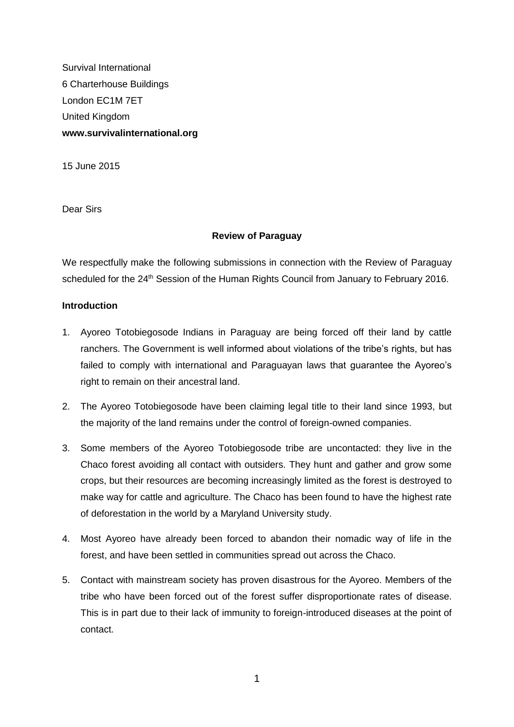Survival International
6 Charterhouse Buildings
London EC1M 7ET
United Kingdom
**www.survivalinternational.org**

15 June 2015

Dear Sirs

**Review of Paraguay**

We respectfully make the following submissions in connection with the Review of Paraguay scheduled for the 24th Session of the Human Rights Council from January to February 2016.

**Introduction**

1. Ayoreo Totobiegosode Indians in Paraguay are being forced off their land by cattle ranchers. The Government is well informed about violations of the tribe's rights, but has failed to comply with international and Paraguayan laws that guarantee the Ayoreo's right to remain on their ancestral land.

2. The Ayoreo Totobiegosode have been claiming legal title to their land since 1993, but the majority of the land remains under the control of foreign-owned companies.

3. Some members of the Ayoreo Totobiegosode tribe are uncontacted: they live in the Chaco forest avoiding all contact with outsiders. They hunt and gather and grow some crops, but their resources are becoming increasingly limited as the forest is destroyed to make way for cattle and agriculture. The Chaco has been found to have the highest rate of deforestation in the world by a Maryland University study.

4. Most Ayoreo have already been forced to abandon their nomadic way of life in the forest, and have been settled in communities spread out across the Chaco.

5. Contact with mainstream society has proven disastrous for the Ayoreo. Members of the tribe who have been forced out of the forest suffer disproportionate rates of disease. This is in part due to their lack of immunity to foreign-introduced diseases at the point of contact.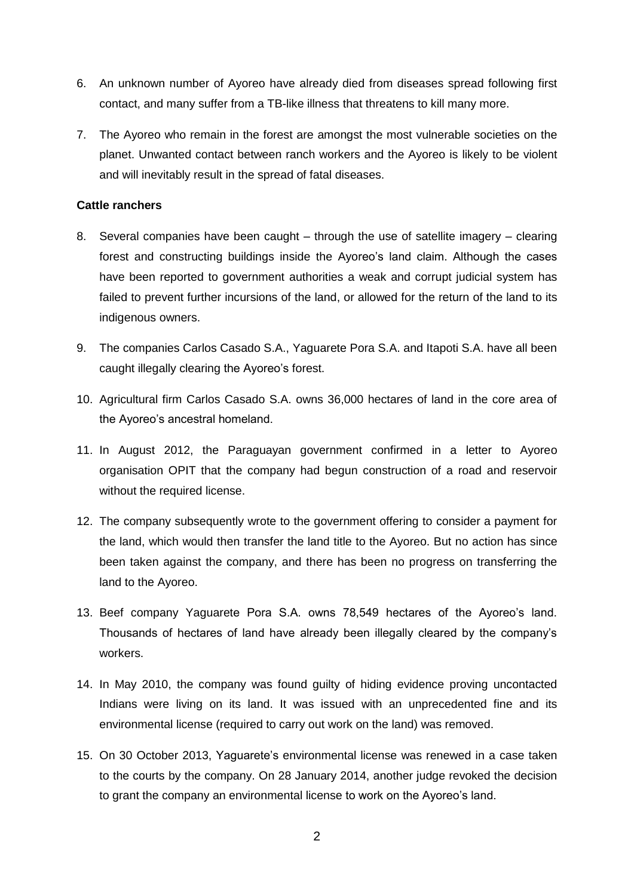6. An unknown number of Ayoreo have already died from diseases spread following first contact, and many suffer from a TB-like illness that threatens to kill many more.

7. The Ayoreo who remain in the forest are amongst the most vulnerable societies on the planet. Unwanted contact between ranch workers and the Ayoreo is likely to be violent and will inevitably result in the spread of fatal diseases.

**Cattle ranchers**

8. Several companies have been caught – through the use of satellite imagery – clearing forest and constructing buildings inside the Ayoreo's land claim. Although the cases have been reported to government authorities a weak and corrupt judicial system has failed to prevent further incursions of the land, or allowed for the return of the land to its indigenous owners.

9. The companies Carlos Casado S.A., Yaguarete Pora S.A. and Itapoti S.A. have all been caught illegally clearing the Ayoreo's forest.

10. Agricultural firm Carlos Casado S.A. owns 36,000 hectares of land in the core area of the Ayoreo's ancestral homeland.

11. In August 2012, the Paraguayan government confirmed in a letter to Ayoreo organisation OPIT that the company had begun construction of a road and reservoir without the required license.

12. The company subsequently wrote to the government offering to consider a payment for the land, which would then transfer the land title to the Ayoreo. But no action has since been taken against the company, and there has been no progress on transferring the land to the Ayoreo.

13. Beef company Yaguarete Pora S.A. owns 78,549 hectares of the Ayoreo's land. Thousands of hectares of land have already been illegally cleared by the company's workers.

14. In May 2010, the company was found guilty of hiding evidence proving uncontacted Indians were living on its land. It was issued with an unprecedented fine and its environmental license (required to carry out work on the land) was removed.

15. On 30 October 2013, Yaguarete's environmental license was renewed in a case taken to the courts by the company. On 28 January 2014, another judge revoked the decision to grant the company an environmental license to work on the Ayoreo's land.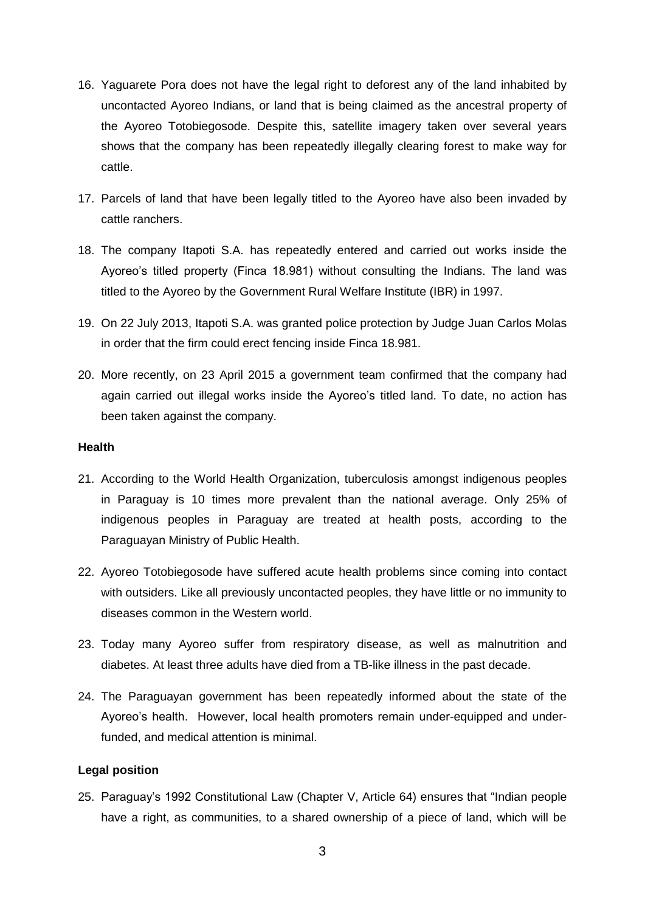16. Yaguarete Pora does not have the legal right to deforest any of the land inhabited by uncontacted Ayoreo Indians, or land that is being claimed as the ancestral property of the Ayoreo Totobiegosode. Despite this, satellite imagery taken over several years shows that the company has been repeatedly illegally clearing forest to make way for cattle.

17. Parcels of land that have been legally titled to the Ayoreo have also been invaded by cattle ranchers.

18. The company Itapoti S.A. has repeatedly entered and carried out works inside the Ayoreo's titled property (Finca 18.981) without consulting the Indians. The land was titled to the Ayoreo by the Government Rural Welfare Institute (IBR) in 1997.

19. On 22 July 2013, Itapoti S.A. was granted police protection by Judge Juan Carlos Molas in order that the firm could erect fencing inside Finca 18.981.

20. More recently, on 23 April 2015 a government team confirmed that the company had again carried out illegal works inside the Ayoreo's titled land. To date, no action has been taken against the company.

**Health**

21. According to the World Health Organization, tuberculosis amongst indigenous peoples in Paraguay is 10 times more prevalent than the national average. Only 25% of indigenous peoples in Paraguay are treated at health posts, according to the Paraguayan Ministry of Public Health.

22. Ayoreo Totobiegosode have suffered acute health problems since coming into contact with outsiders. Like all previously uncontacted peoples, they have little or no immunity to diseases common in the Western world.

23. Today many Ayoreo suffer from respiratory disease, as well as malnutrition and diabetes. At least three adults have died from a TB-like illness in the past decade.

24. The Paraguayan government has been repeatedly informed about the state of the Ayoreo's health. However, local health promoters remain under-equipped and under-funded, and medical attention is minimal.

**Legal position**

25. Paraguay's 1992 Constitutional Law (Chapter V, Article 64) ensures that "Indian people have a right, as communities, to a shared ownership of a piece of land, which will be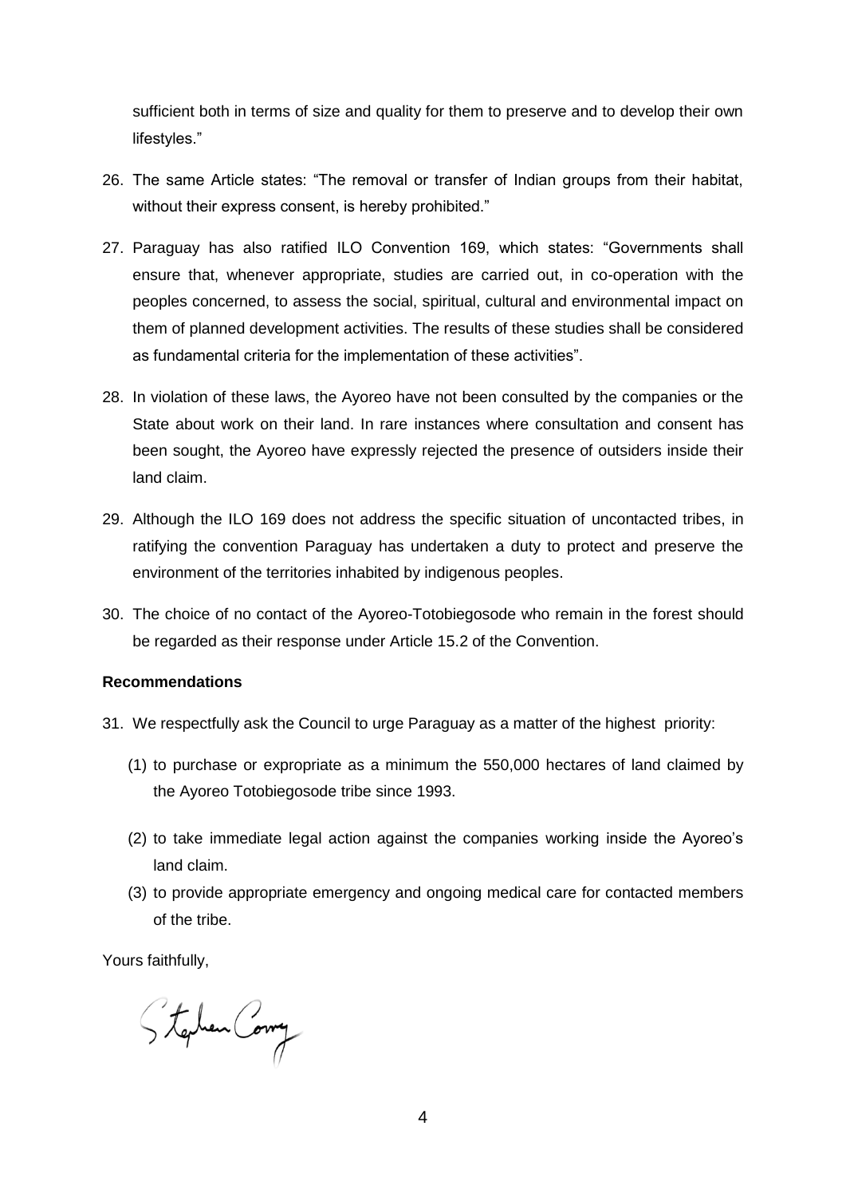sufficient both in terms of size and quality for them to preserve and to develop their own lifestyles."

26. The same Article states: "The removal or transfer of Indian groups from their habitat, without their express consent, is hereby prohibited."

27. Paraguay has also ratified ILO Convention 169, which states: "Governments shall ensure that, whenever appropriate, studies are carried out, in co-operation with the peoples concerned, to assess the social, spiritual, cultural and environmental impact on them of planned development activities. The results of these studies shall be considered as fundamental criteria for the implementation of these activities".

28. In violation of these laws, the Ayoreo have not been consulted by the companies or the State about work on their land. In rare instances where consultation and consent has been sought, the Ayoreo have expressly rejected the presence of outsiders inside their land claim.

29. Although the ILO 169 does not address the specific situation of uncontacted tribes, in ratifying the convention Paraguay has undertaken a duty to protect and preserve the environment of the territories inhabited by indigenous peoples.

30. The choice of no contact of the Ayoreo-Totobiegosode who remain in the forest should be regarded as their response under Article 15.2 of the Convention.

**Recommendations**

31. We respectfully ask the Council to urge Paraguay as a matter of the highest priority:

    (1) to purchase or expropriate as a minimum the 550,000 hectares of land claimed by the Ayoreo Totobiegosode tribe since 1993.

    (2) to take immediate legal action against the companies working inside the Ayoreo's land claim.

    (3) to provide appropriate emergency and ongoing medical care for contacted members of the tribe.

Yours faithfully,

Stephen Corry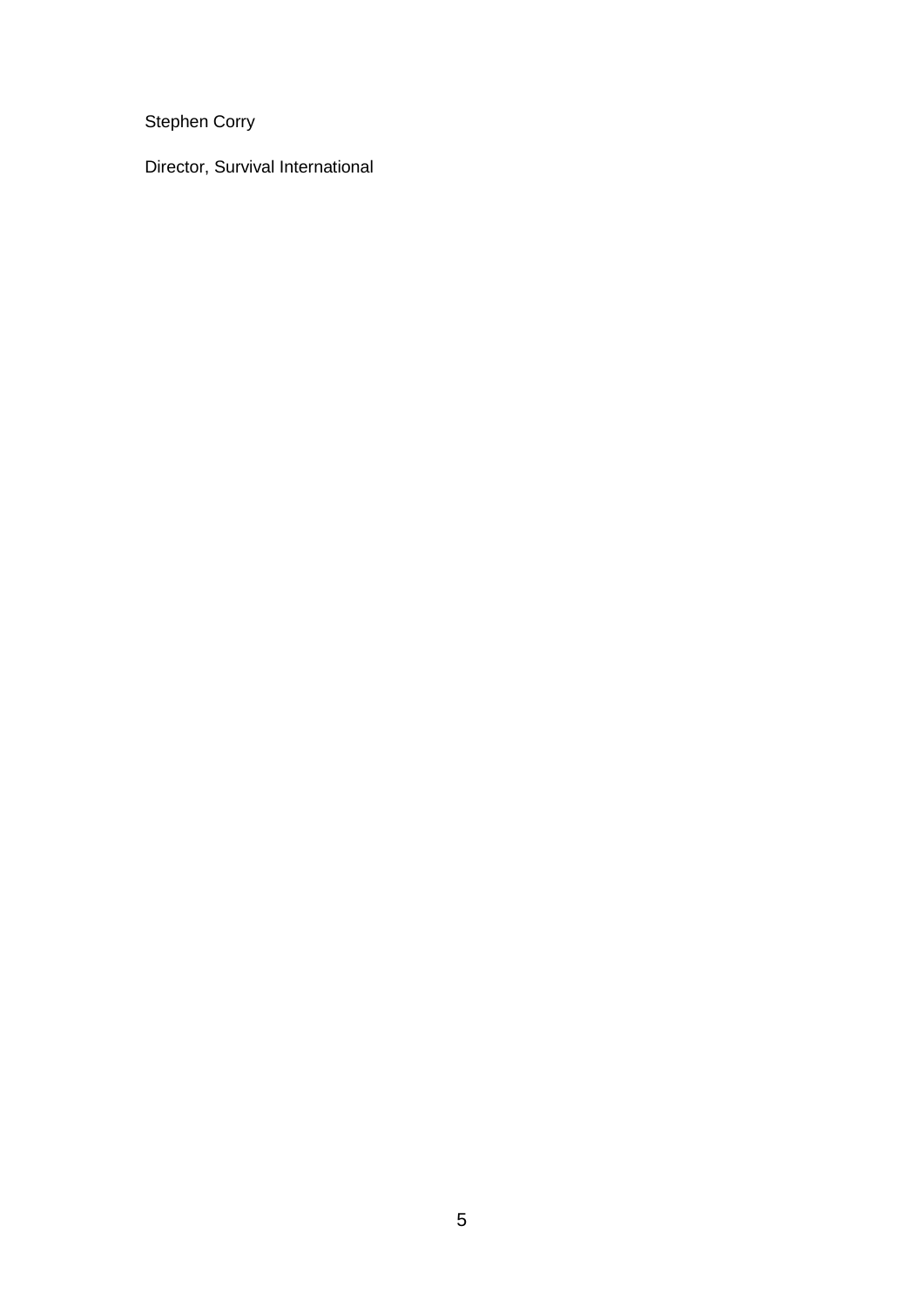Stephen Corry

Director, Survival International